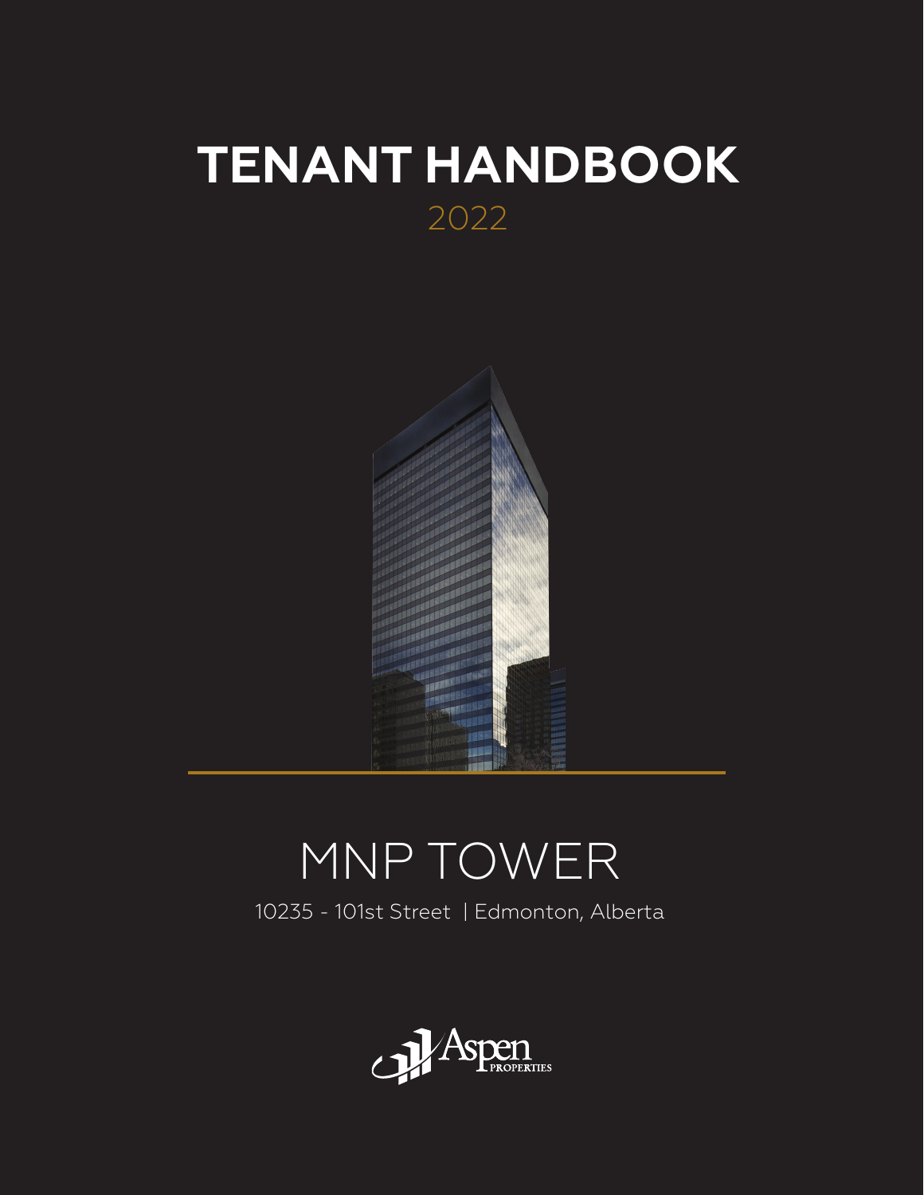# TENANT HANDBOOK

2022

# MNP TOWER

10235 - 101st Street | Edmonton, Alberta

Aspen PROPERTIES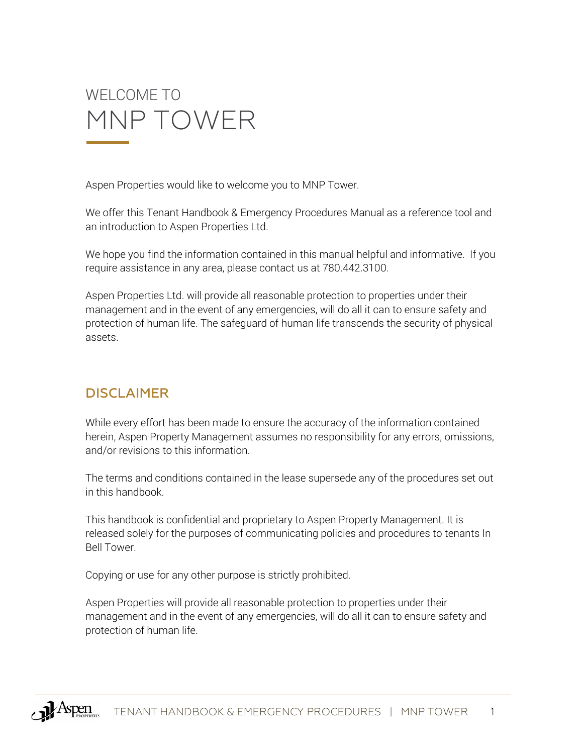# WELCOME TO MNP TOWER

Aspen Properties would like to welcome you to MNP Tower.

We offer this Tenant Handbook & Emergency Procedures Manual as a reference tool and an introduction to Aspen Properties Ltd.

We hope you find the information contained in this manual helpful and informative. If you require assistance in any area, please contact us at 780.442.3100.

Aspen Properties Ltd. will provide all reasonable protection to properties under their management and in the event of any emergencies, will do all it can to ensure safety and protection of human life. The safeguard of human life transcends the security of physical assets.

## DISCLAIMER

While every effort has been made to ensure the accuracy of the information contained herein, Aspen Property Management assumes no responsibility for any errors, omissions, and/or revisions to this information.

The terms and conditions contained in the lease supersede any of the procedures set out in this handbook.

This handbook is confidential and proprietary to Aspen Property Management. It is released solely for the purposes of communicating policies and procedures to tenants In Bell Tower.

Copying or use for any other purpose is strictly prohibited.

Aspen Properties will provide all reasonable protection to properties under their management and in the event of any emergencies, will do all it can to ensure safety and protection of human life.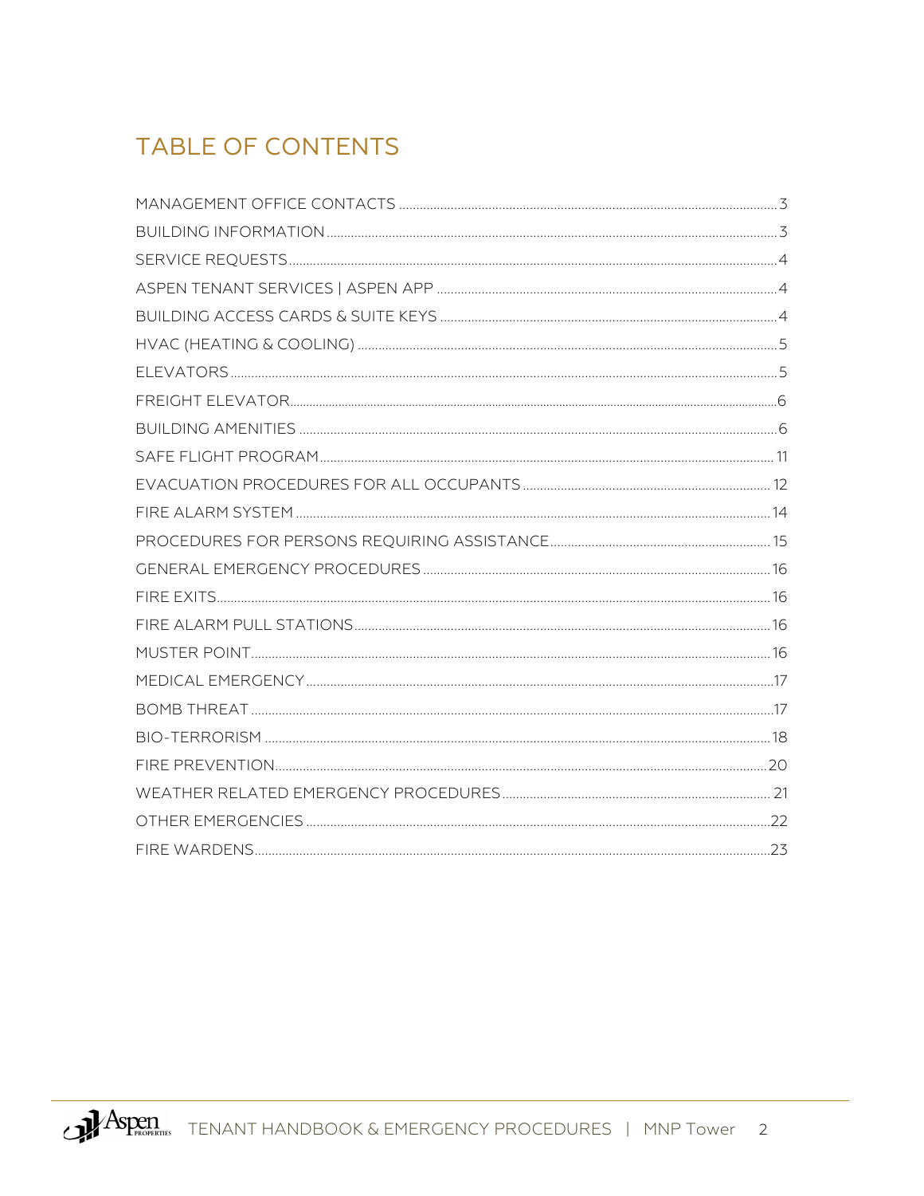# TABLE OF CONTENTS

| | |
|---|---|
| MANAGEMENT OFFICE CONTACTS | 3 |
| BUILDING INFORMATION | 3 |
| SERVICE REQUESTS | 4 |
| ASPEN TENANT SERVICES \| ASPEN APP | 4 |
| BUILDING ACCESS CARDS & SUITE KEYS | 4 |
| HVAC (HEATING & COOLING) | 5 |
| ELEVATORS | 5 |
| FREIGHT ELEVATOR | 6 |
| BUILDING AMENITIES | 6 |
| SAFE FLIGHT PROGRAM | 11 |
| EVACUATION PROCEDURES FOR ALL OCCUPANTS | 12 |
| FIRE ALARM SYSTEM | 14 |
| PROCEDURES FOR PERSONS REQUIRING ASSISTANCE | 15 |
| GENERAL EMERGENCY PROCEDURES | 16 |
| FIRE EXITS | 16 |
| FIRE ALARM PULL STATIONS | 16 |
| MUSTER POINT | 16 |
| MEDICAL EMERGENCY | 17 |
| BOMB THREAT | 17 |
| BIO-TERRORISM | 18 |
| FIRE PREVENTION | 20 |
| WEATHER RELATED EMERGENCY PROCEDURES | 21 |
| OTHER EMERGENCIES | 22 |
| FIRE WARDENS | 23 |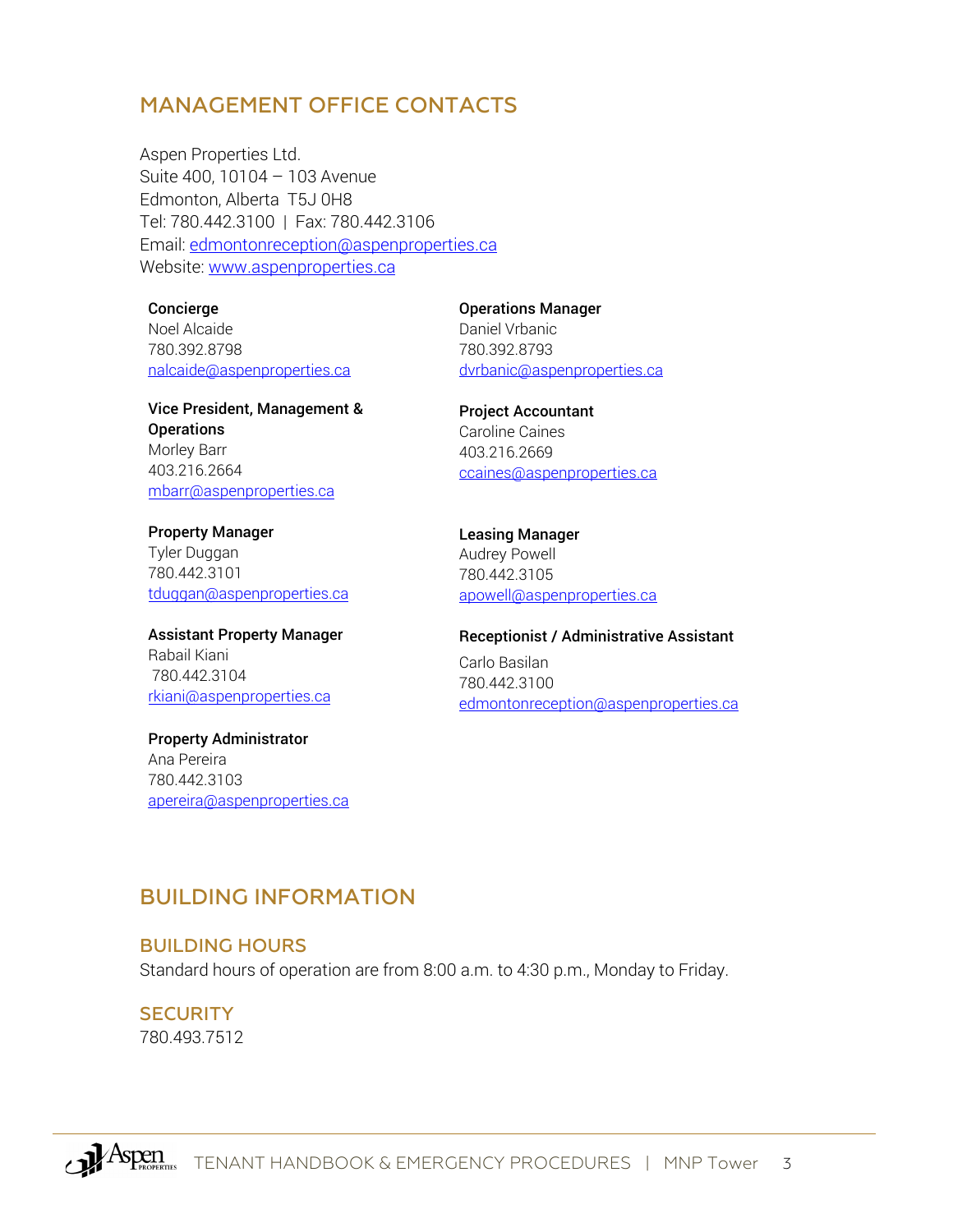## MANAGEMENT OFFICE CONTACTS

Aspen Properties Ltd.
Suite 400, 10104 – 103 Avenue
Edmonton, Alberta T5J 0H8
Tel: 780.442.3100 | Fax: 780.442.3106
Email: edmontonreception@aspenproperties.ca
Website: www.aspenproperties.ca

**Concierge**
Noel Alcaide
780.392.8798
nalcaide@aspenproperties.ca

**Vice President, Management & Operations**
Morley Barr
403.216.2664
mbarr@aspenproperties.ca

**Property Manager**
Tyler Duggan
780.442.3101
tduggan@aspenproperties.ca

**Assistant Property Manager**
Rabail Kiani
780.442.3104
rkiani@aspenproperties.ca

**Property Administrator**
Ana Pereira
780.442.3103
apereira@aspenproperties.ca

**Operations Manager**
Daniel Vrbanic
780.392.8793
dvrbanic@aspenproperties.ca

**Project Accountant**
Caroline Caines
403.216.2669
ccaines@aspenproperties.ca

**Leasing Manager**
Audrey Powell
780.442.3105
apowell@aspenproperties.ca

**Receptionist / Administrative Assistant**
Carlo Basilan
780.442.3100
edmontonreception@aspenproperties.ca

## BUILDING INFORMATION

### BUILDING HOURS

Standard hours of operation are from 8:00 a.m. to 4:30 p.m., Monday to Friday.

### SECURITY

780.493.7512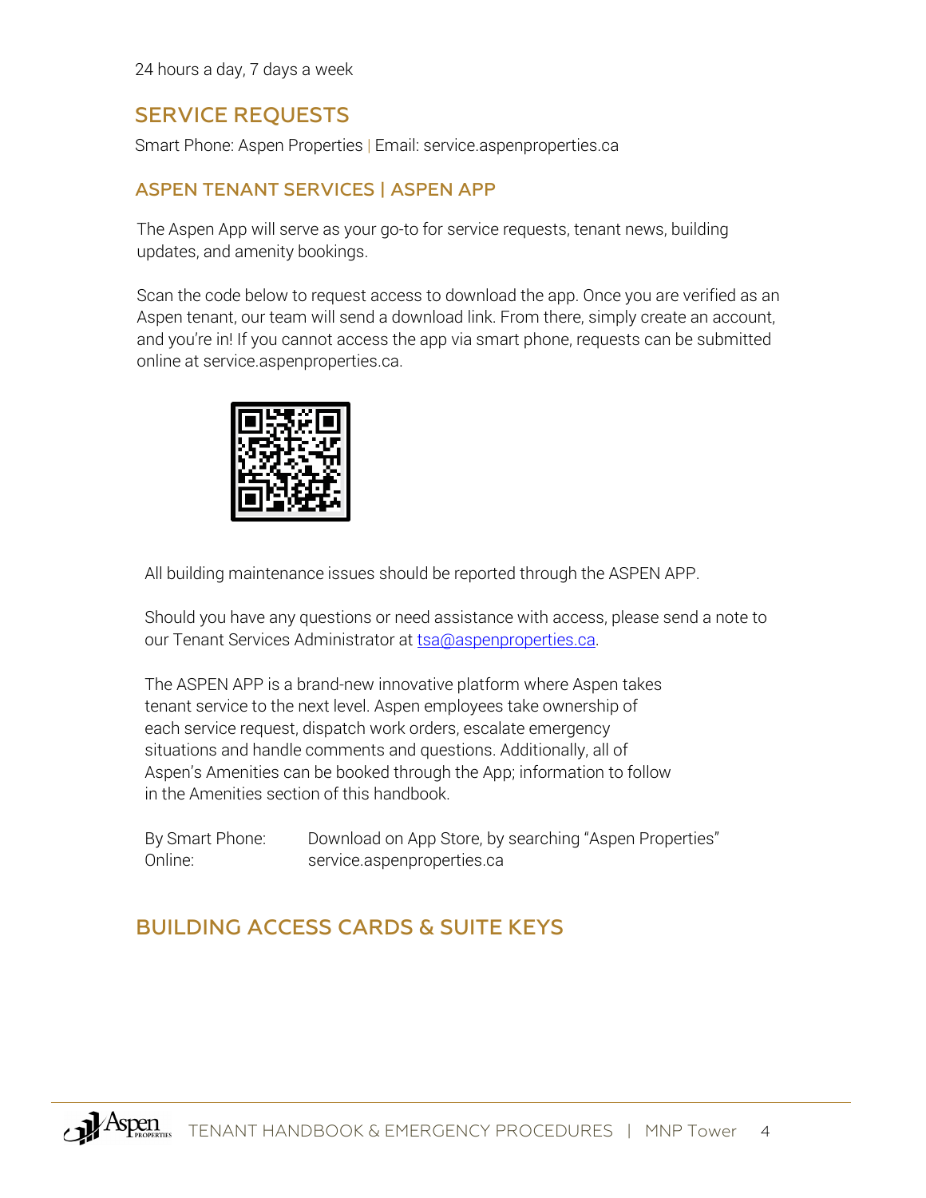24 hours a day, 7 days a week

## SERVICE REQUESTS

Smart Phone: Aspen Properties | Email: service.aspenproperties.ca

### ASPEN TENANT SERVICES | ASPEN APP

The Aspen App will serve as your go-to for service requests, tenant news, building updates, and amenity bookings.

Scan the code below to request access to download the app. Once you are verified as an Aspen tenant, our team will send a download link. From there, simply create an account, and you're in! If you cannot access the app via smart phone, requests can be submitted online at service.aspenproperties.ca.

All building maintenance issues should be reported through the ASPEN APP.

Should you have any questions or need assistance with access, please send a note to our Tenant Services Administrator at tsa@aspenproperties.ca.

The ASPEN APP is a brand-new innovative platform where Aspen takes tenant service to the next level. Aspen employees take ownership of each service request, dispatch work orders, escalate emergency situations and handle comments and questions. Additionally, all of Aspen's Amenities can be booked through the App; information to follow in the Amenities section of this handbook.

By Smart Phone: Download on App Store, by searching "Aspen Properties"
Online: service.aspenproperties.ca

## BUILDING ACCESS CARDS & SUITE KEYS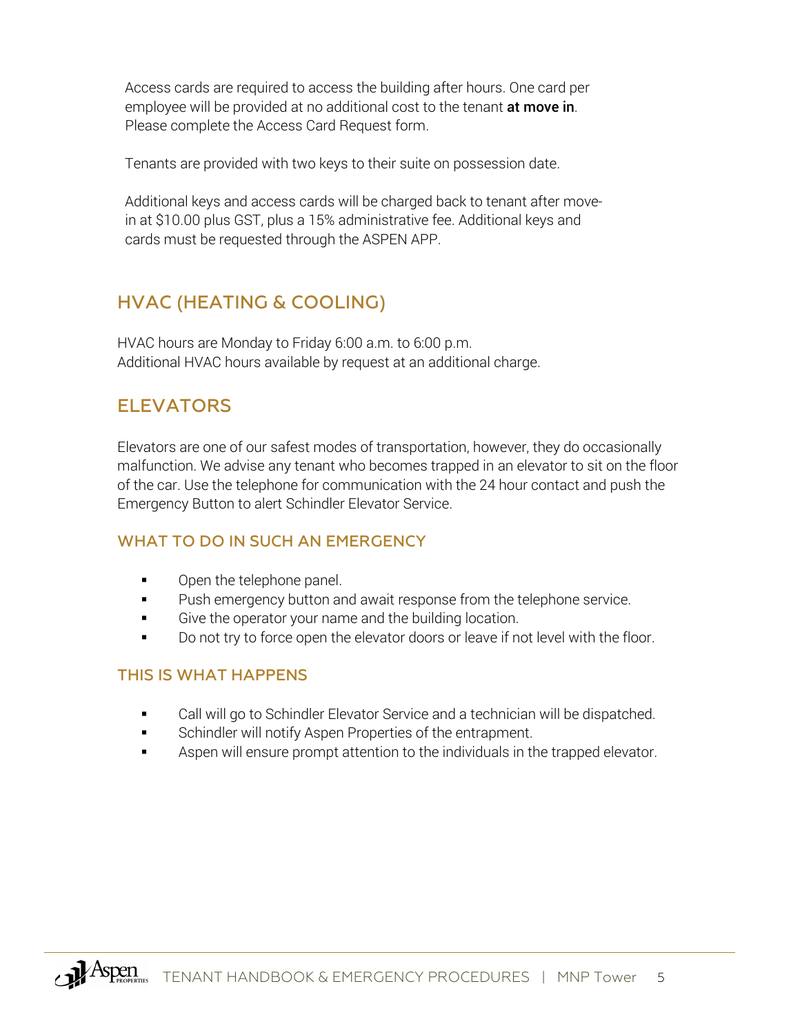Access cards are required to access the building after hours. One card per employee will be provided at no additional cost to the tenant **at move in**. Please complete the Access Card Request form.

Tenants are provided with two keys to their suite on possession date.

Additional keys and access cards will be charged back to tenant after move-in at $10.00 plus GST, plus a 15% administrative fee. Additional keys and cards must be requested through the ASPEN APP.

## HVAC (HEATING & COOLING)

HVAC hours are Monday to Friday 6:00 a.m. to 6:00 p.m.
Additional HVAC hours available by request at an additional charge.

## ELEVATORS

Elevators are one of our safest modes of transportation, however, they do occasionally malfunction. We advise any tenant who becomes trapped in an elevator to sit on the floor of the car. Use the telephone for communication with the 24 hour contact and push the Emergency Button to alert Schindler Elevator Service.

### WHAT TO DO IN SUCH AN EMERGENCY

- Open the telephone panel.
- Push emergency button and await response from the telephone service.
- Give the operator your name and the building location.
- Do not try to force open the elevator doors or leave if not level with the floor.

### THIS IS WHAT HAPPENS

- Call will go to Schindler Elevator Service and a technician will be dispatched.
- Schindler will notify Aspen Properties of the entrapment.
- Aspen will ensure prompt attention to the individuals in the trapped elevator.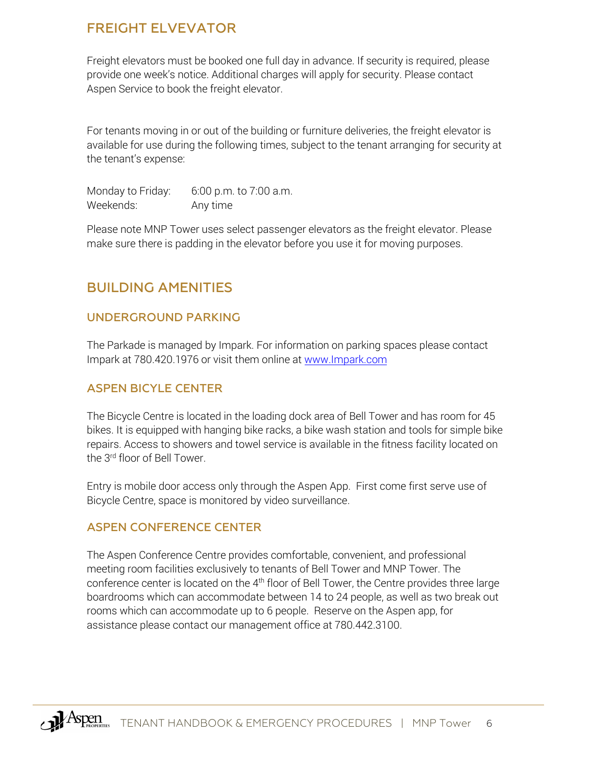## FREIGHT ELVEVATOR

Freight elevators must be booked one full day in advance. If security is required, please provide one week's notice. Additional charges will apply for security. Please contact Aspen Service to book the freight elevator.

For tenants moving in or out of the building or furniture deliveries, the freight elevator is available for use during the following times, subject to the tenant arranging for security at the tenant's expense:

Monday to Friday: 6:00 p.m. to 7:00 a.m.
Weekends: Any time

Please note MNP Tower uses select passenger elevators as the freight elevator. Please make sure there is padding in the elevator before you use it for moving purposes.

## BUILDING AMENITIES

### UNDERGROUND PARKING

The Parkade is managed by Impark. For information on parking spaces please contact Impark at 780.420.1976 or visit them online at [www.Impark.com](http://www.Impark.com)

### ASPEN BICYLE CENTER

The Bicycle Centre is located in the loading dock area of Bell Tower and has room for 45 bikes. It is equipped with hanging bike racks, a bike wash station and tools for simple bike repairs. Access to showers and towel service is available in the fitness facility located on the 3rd floor of Bell Tower.

Entry is mobile door access only through the Aspen App. First come first serve use of Bicycle Centre, space is monitored by video surveillance.

### ASPEN CONFERENCE CENTER

The Aspen Conference Centre provides comfortable, convenient, and professional meeting room facilities exclusively to tenants of Bell Tower and MNP Tower. The conference center is located on the 4th floor of Bell Tower, the Centre provides three large boardrooms which can accommodate between 14 to 24 people, as well as two break out rooms which can accommodate up to 6 people. Reserve on the Aspen app, for assistance please contact our management office at 780.442.3100.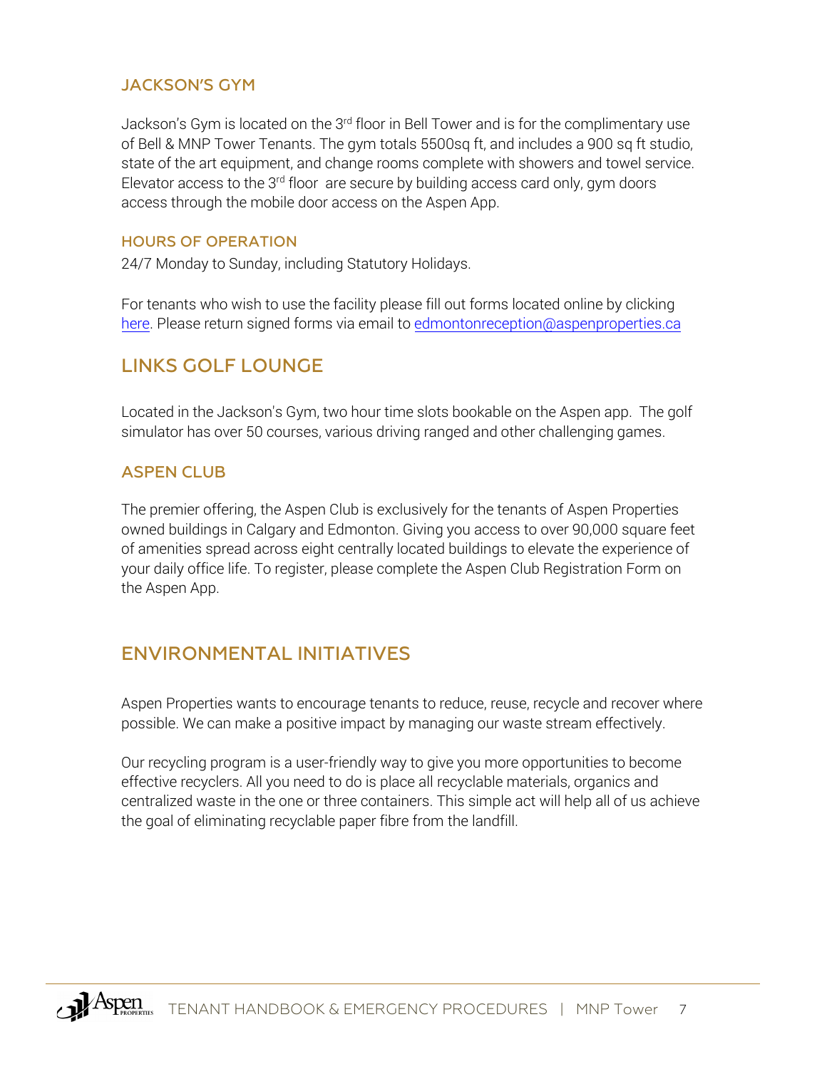### JACKSON'S GYM

Jackson's Gym is located on the 3rd floor in Bell Tower and is for the complimentary use of Bell & MNP Tower Tenants. The gym totals 5500sq ft, and includes a 900 sq ft studio, state of the art equipment, and change rooms complete with showers and towel service. Elevator access to the 3rd floor are secure by building access card only, gym doors access through the mobile door access on the Aspen App.

#### HOURS OF OPERATION

24/7 Monday to Sunday, including Statutory Holidays.

For tenants who wish to use the facility please fill out forms located online by clicking here. Please return signed forms via email to edmontonreception@aspenproperties.ca

## LINKS GOLF LOUNGE

Located in the Jackson's Gym, two hour time slots bookable on the Aspen app. The golf simulator has over 50 courses, various driving ranged and other challenging games.

### ASPEN CLUB

The premier offering, the Aspen Club is exclusively for the tenants of Aspen Properties owned buildings in Calgary and Edmonton. Giving you access to over 90,000 square feet of amenities spread across eight centrally located buildings to elevate the experience of your daily office life. To register, please complete the Aspen Club Registration Form on the Aspen App.

## ENVIRONMENTAL INITIATIVES

Aspen Properties wants to encourage tenants to reduce, reuse, recycle and recover where possible. We can make a positive impact by managing our waste stream effectively.

Our recycling program is a user-friendly way to give you more opportunities to become effective recyclers. All you need to do is place all recyclable materials, organics and centralized waste in the one or three containers. This simple act will help all of us achieve the goal of eliminating recyclable paper fibre from the landfill.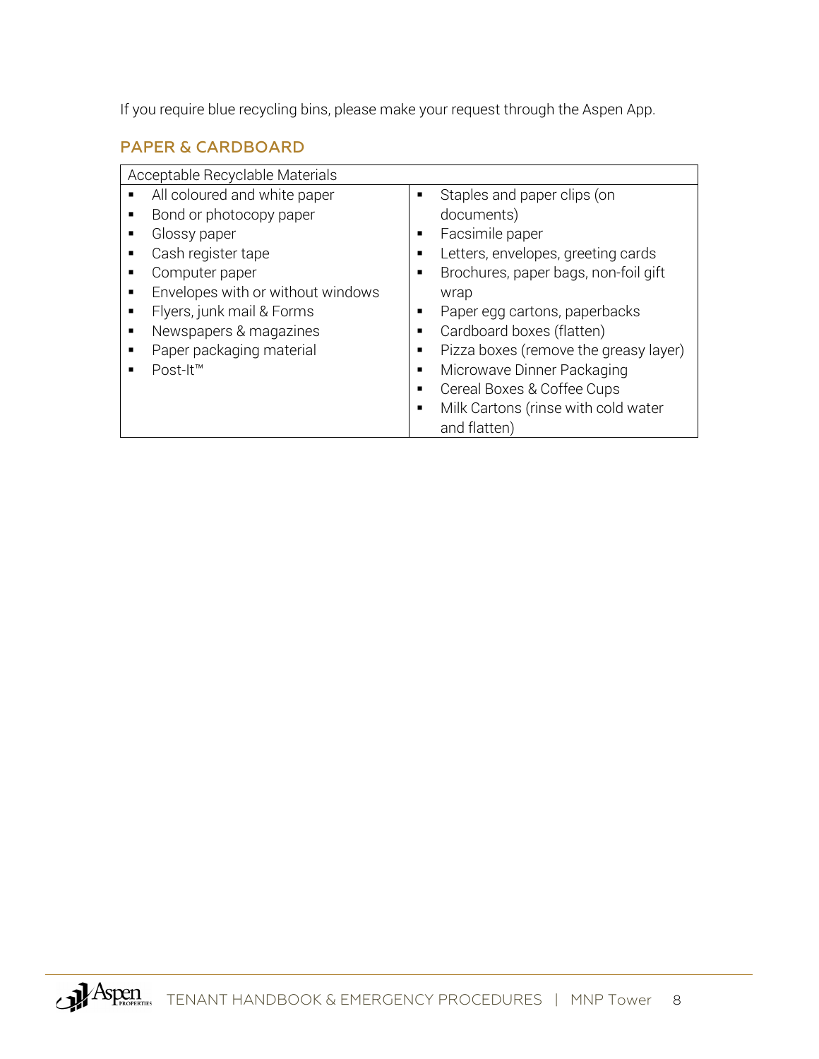If you require blue recycling bins, please make your request through the Aspen App.

## PAPER & CARDBOARD

| Acceptable Recyclable Materials | |
|---|---|
| ▪ All coloured and white paper<br>▪ Bond or photocopy paper<br>▪ Glossy paper<br>▪ Cash register tape<br>▪ Computer paper<br>▪ Envelopes with or without windows<br>▪ Flyers, junk mail & Forms<br>▪ Newspapers & magazines<br>▪ Paper packaging material<br>▪ Post-It™ | ▪ Staples and paper clips (on documents)<br>▪ Facsimile paper<br>▪ Letters, envelopes, greeting cards<br>▪ Brochures, paper bags, non-foil gift wrap<br>▪ Paper egg cartons, paperbacks<br>▪ Cardboard boxes (flatten)<br>▪ Pizza boxes (remove the greasy layer)<br>▪ Microwave Dinner Packaging<br>▪ Cereal Boxes & Coffee Cups<br>▪ Milk Cartons (rinse with cold water and flatten) |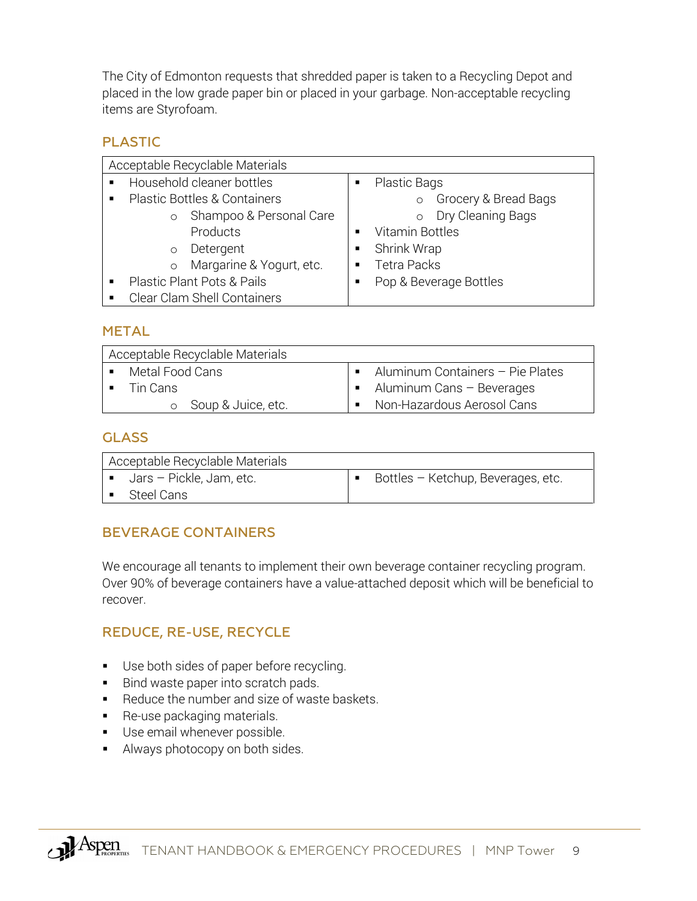The City of Edmonton requests that shredded paper is taken to a Recycling Depot and placed in the low grade paper bin or placed in your garbage. Non-acceptable recycling items are Styrofoam.

## PLASTIC

| Acceptable Recyclable Materials | |
|---|---|
| ▪ Household cleaner bottles<br>▪ Plastic Bottles & Containers<br>　○ Shampoo & Personal Care Products<br>　○ Detergent<br>　○ Margarine & Yogurt, etc.<br>▪ Plastic Plant Pots & Pails<br>▪ Clear Clam Shell Containers | ▪ Plastic Bags<br>　○ Grocery & Bread Bags<br>　○ Dry Cleaning Bags<br>▪ Vitamin Bottles<br>▪ Shrink Wrap<br>▪ Tetra Packs<br>▪ Pop & Beverage Bottles |

## METAL

| Acceptable Recyclable Materials | |
|---|---|
| ▪ Metal Food Cans<br>▪ Tin Cans<br>　○ Soup & Juice, etc. | ▪ Aluminum Containers – Pie Plates<br>▪ Aluminum Cans – Beverages<br>▪ Non-Hazardous Aerosol Cans |

## GLASS

| Acceptable Recyclable Materials | |
|---|---|
| ▪ Jars – Pickle, Jam, etc.<br>▪ Steel Cans | ▪ Bottles – Ketchup, Beverages, etc. |

## BEVERAGE CONTAINERS

We encourage all tenants to implement their own beverage container recycling program. Over 90% of beverage containers have a value-attached deposit which will be beneficial to recover.

## REDUCE, RE-USE, RECYCLE

- Use both sides of paper before recycling.
- Bind waste paper into scratch pads.
- Reduce the number and size of waste baskets.
- Re-use packaging materials.
- Use email whenever possible.
- Always photocopy on both sides.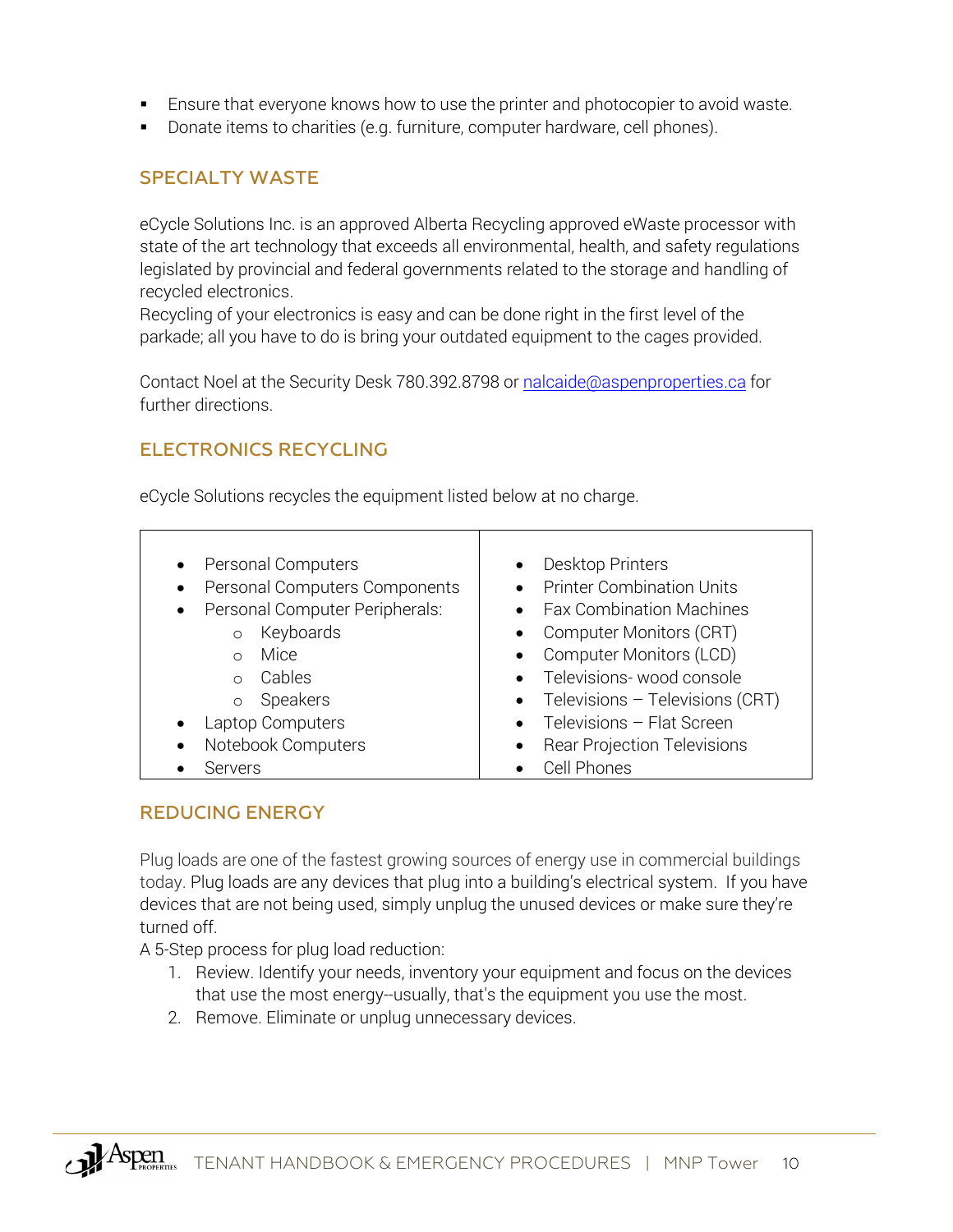- Ensure that everyone knows how to use the printer and photocopier to avoid waste.
- Donate items to charities (e.g. furniture, computer hardware, cell phones).

## SPECIALTY WASTE

eCycle Solutions Inc. is an approved Alberta Recycling approved eWaste processor with state of the art technology that exceeds all environmental, health, and safety regulations legislated by provincial and federal governments related to the storage and handling of recycled electronics.
Recycling of your electronics is easy and can be done right in the first level of the parkade; all you have to do is bring your outdated equipment to the cages provided.

Contact Noel at the Security Desk 780.392.8798 or nalcaide@aspenproperties.ca for further directions.

## ELECTRONICS RECYCLING

eCycle Solutions recycles the equipment listed below at no charge.

| | |
|---|---|
| • Personal Computers<br>• Personal Computers Components<br>• Personal Computer Peripherals:<br>&nbsp;&nbsp;&nbsp;&nbsp;o Keyboards<br>&nbsp;&nbsp;&nbsp;&nbsp;o Mice<br>&nbsp;&nbsp;&nbsp;&nbsp;o Cables<br>&nbsp;&nbsp;&nbsp;&nbsp;o Speakers<br>• Laptop Computers<br>• Notebook Computers<br>• Servers | • Desktop Printers<br>• Printer Combination Units<br>• Fax Combination Machines<br>• Computer Monitors (CRT)<br>• Computer Monitors (LCD)<br>• Televisions- wood console<br>• Televisions – Televisions (CRT)<br>• Televisions – Flat Screen<br>• Rear Projection Televisions<br>• Cell Phones |

## REDUCING ENERGY

Plug loads are one of the fastest growing sources of energy use in commercial buildings today. Plug loads are any devices that plug into a building's electrical system. If you have devices that are not being used, simply unplug the unused devices or make sure they're turned off.
A 5-Step process for plug load reduction:

1. Review. Identify your needs, inventory your equipment and focus on the devices that use the most energy--usually, that's the equipment you use the most.
2. Remove. Eliminate or unplug unnecessary devices.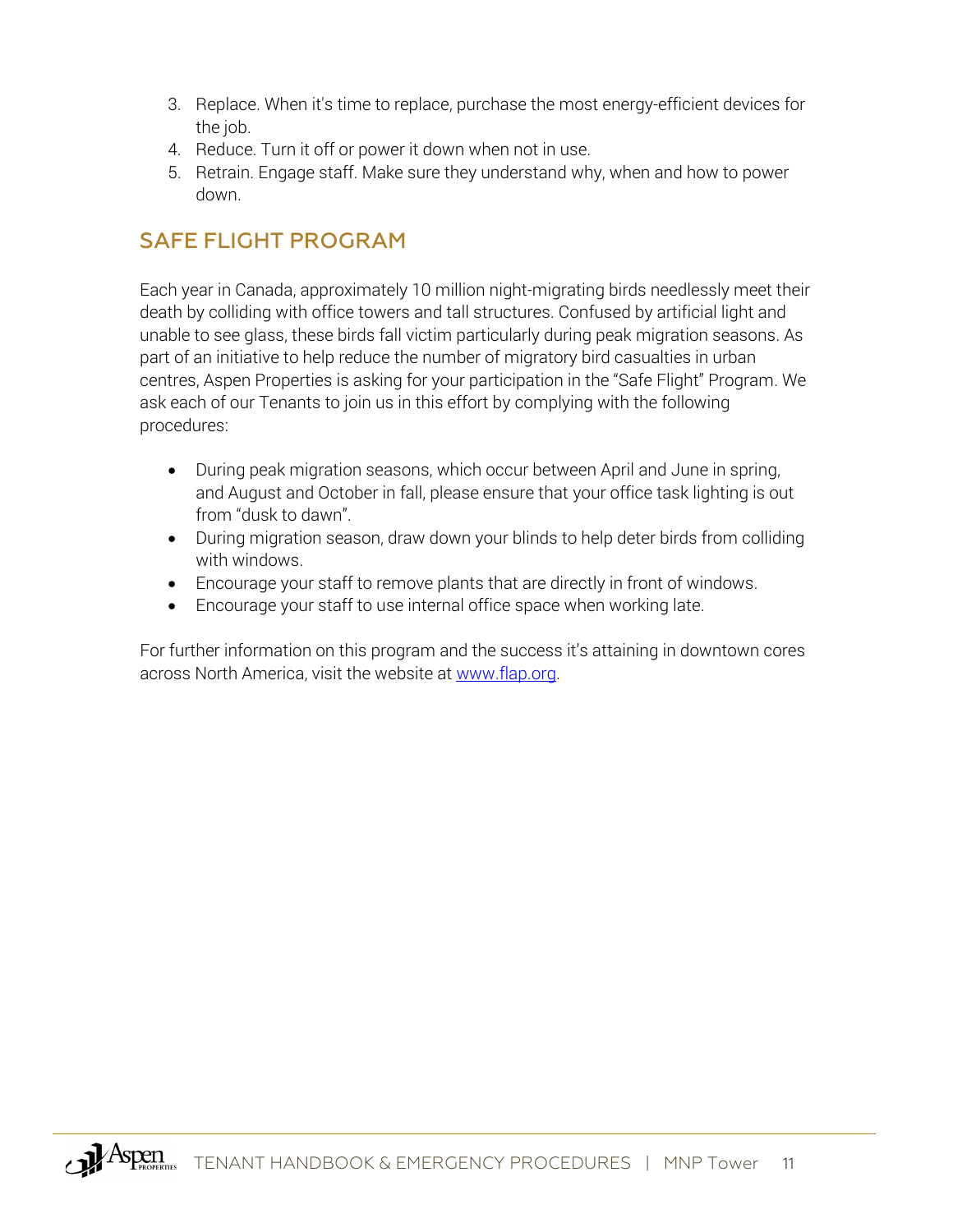3. Replace. When it's time to replace, purchase the most energy-efficient devices for the job.
4. Reduce. Turn it off or power it down when not in use.
5. Retrain. Engage staff. Make sure they understand why, when and how to power down.

## SAFE FLIGHT PROGRAM

Each year in Canada, approximately 10 million night-migrating birds needlessly meet their death by colliding with office towers and tall structures. Confused by artificial light and unable to see glass, these birds fall victim particularly during peak migration seasons. As part of an initiative to help reduce the number of migratory bird casualties in urban centres, Aspen Properties is asking for your participation in the "Safe Flight" Program. We ask each of our Tenants to join us in this effort by complying with the following procedures:

- During peak migration seasons, which occur between April and June in spring, and August and October in fall, please ensure that your office task lighting is out from "dusk to dawn".
- During migration season, draw down your blinds to help deter birds from colliding with windows.
- Encourage your staff to remove plants that are directly in front of windows.
- Encourage your staff to use internal office space when working late.

For further information on this program and the success it's attaining in downtown cores across North America, visit the website at [www.flap.org](http://www.flap.org).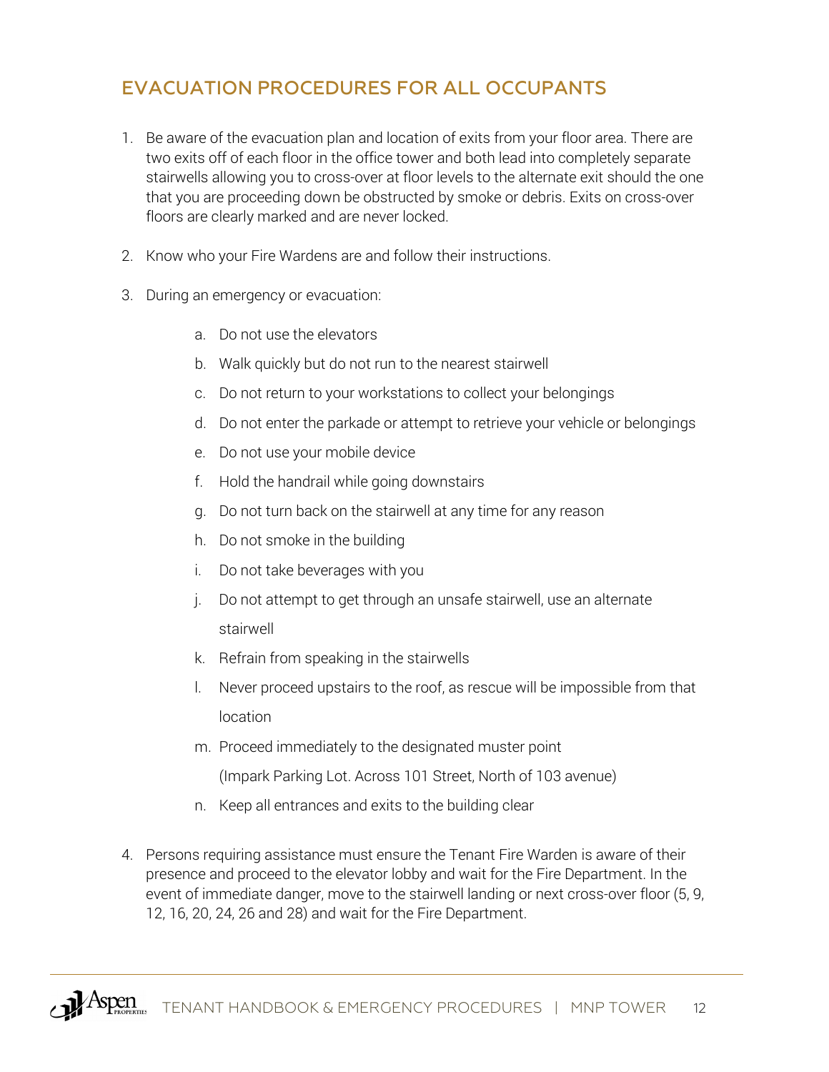## EVACUATION PROCEDURES FOR ALL OCCUPANTS

1. Be aware of the evacuation plan and location of exits from your floor area. There are two exits off of each floor in the office tower and both lead into completely separate stairwells allowing you to cross-over at floor levels to the alternate exit should the one that you are proceeding down be obstructed by smoke or debris. Exits on cross-over floors are clearly marked and are never locked.

2. Know who your Fire Wardens are and follow their instructions.

3. During an emergency or evacuation:

    a. Do not use the elevators

    b. Walk quickly but do not run to the nearest stairwell

    c. Do not return to your workstations to collect your belongings

    d. Do not enter the parkade or attempt to retrieve your vehicle or belongings

    e. Do not use your mobile device

    f. Hold the handrail while going downstairs

    g. Do not turn back on the stairwell at any time for any reason

    h. Do not smoke in the building

    i. Do not take beverages with you

    j. Do not attempt to get through an unsafe stairwell, use an alternate stairwell

    k. Refrain from speaking in the stairwells

    l. Never proceed upstairs to the roof, as rescue will be impossible from that location

    m. Proceed immediately to the designated muster point (Impark Parking Lot. Across 101 Street, North of 103 avenue)

    n. Keep all entrances and exits to the building clear

4. Persons requiring assistance must ensure the Tenant Fire Warden is aware of their presence and proceed to the elevator lobby and wait for the Fire Department. In the event of immediate danger, move to the stairwell landing or next cross-over floor (5, 9, 12, 16, 20, 24, 26 and 28) and wait for the Fire Department.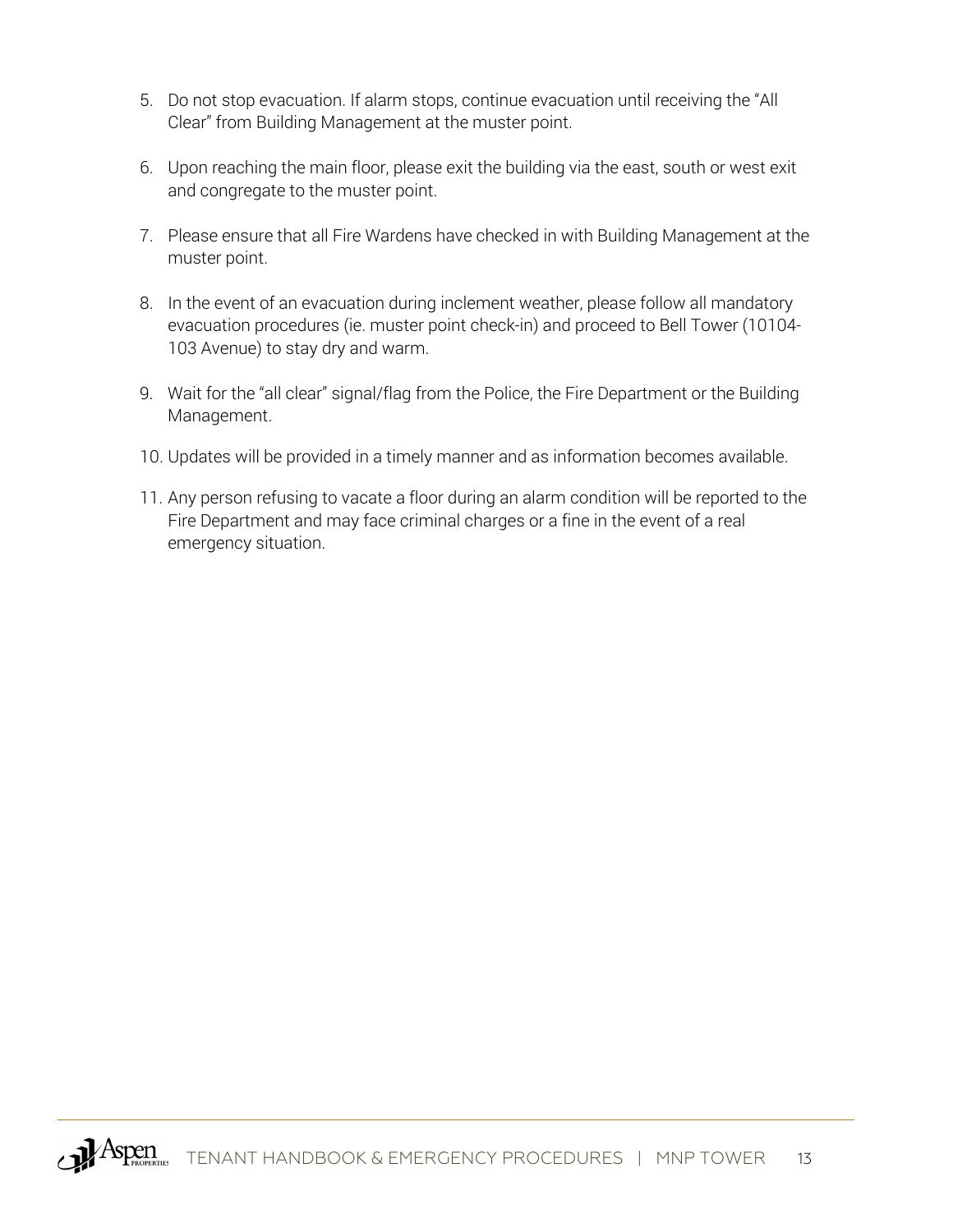5. Do not stop evacuation. If alarm stops, continue evacuation until receiving the “All Clear” from Building Management at the muster point.

6. Upon reaching the main floor, please exit the building via the east, south or west exit and congregate to the muster point.

7. Please ensure that all Fire Wardens have checked in with Building Management at the muster point.

8. In the event of an evacuation during inclement weather, please follow all mandatory evacuation procedures (ie. muster point check-in) and proceed to Bell Tower (10104-103 Avenue) to stay dry and warm.

9. Wait for the “all clear” signal/flag from the Police, the Fire Department or the Building Management.

10. Updates will be provided in a timely manner and as information becomes available.

11. Any person refusing to vacate a floor during an alarm condition will be reported to the Fire Department and may face criminal charges or a fine in the event of a real emergency situation.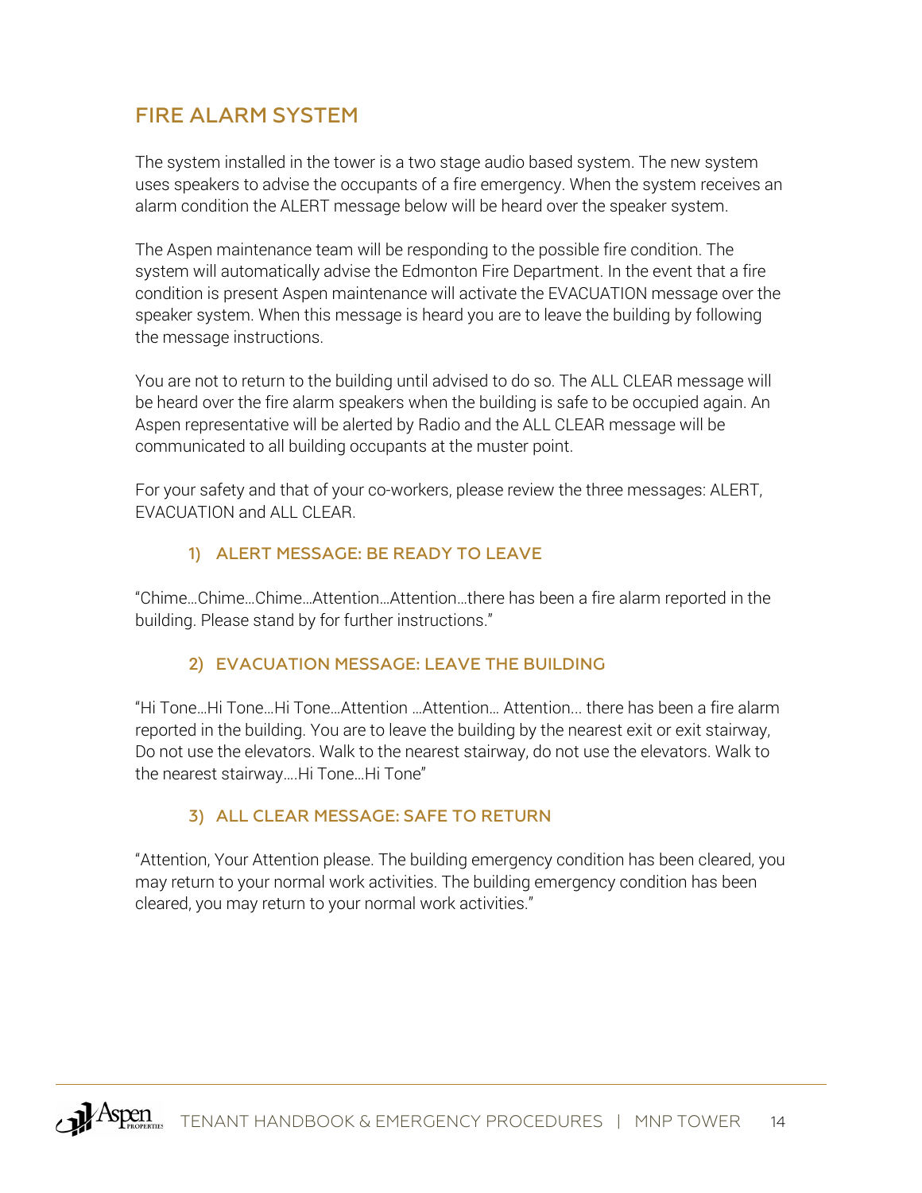## FIRE ALARM SYSTEM

The system installed in the tower is a two stage audio based system. The new system uses speakers to advise the occupants of a fire emergency. When the system receives an alarm condition the ALERT message below will be heard over the speaker system.

The Aspen maintenance team will be responding to the possible fire condition. The system will automatically advise the Edmonton Fire Department. In the event that a fire condition is present Aspen maintenance will activate the EVACUATION message over the speaker system. When this message is heard you are to leave the building by following the message instructions.

You are not to return to the building until advised to do so. The ALL CLEAR message will be heard over the fire alarm speakers when the building is safe to be occupied again. An Aspen representative will be alerted by Radio and the ALL CLEAR message will be communicated to all building occupants at the muster point.

For your safety and that of your co-workers, please review the three messages: ALERT, EVACUATION and ALL CLEAR.

### 1) ALERT MESSAGE: BE READY TO LEAVE

"Chime…Chime…Chime…Attention…Attention…there has been a fire alarm reported in the building. Please stand by for further instructions."

### 2) EVACUATION MESSAGE: LEAVE THE BUILDING

"Hi Tone…Hi Tone…Hi Tone…Attention …Attention… Attention... there has been a fire alarm reported in the building. You are to leave the building by the nearest exit or exit stairway, Do not use the elevators. Walk to the nearest stairway, do not use the elevators. Walk to the nearest stairway….Hi Tone…Hi Tone"

### 3) ALL CLEAR MESSAGE: SAFE TO RETURN

"Attention, Your Attention please. The building emergency condition has been cleared, you may return to your normal work activities. The building emergency condition has been cleared, you may return to your normal work activities."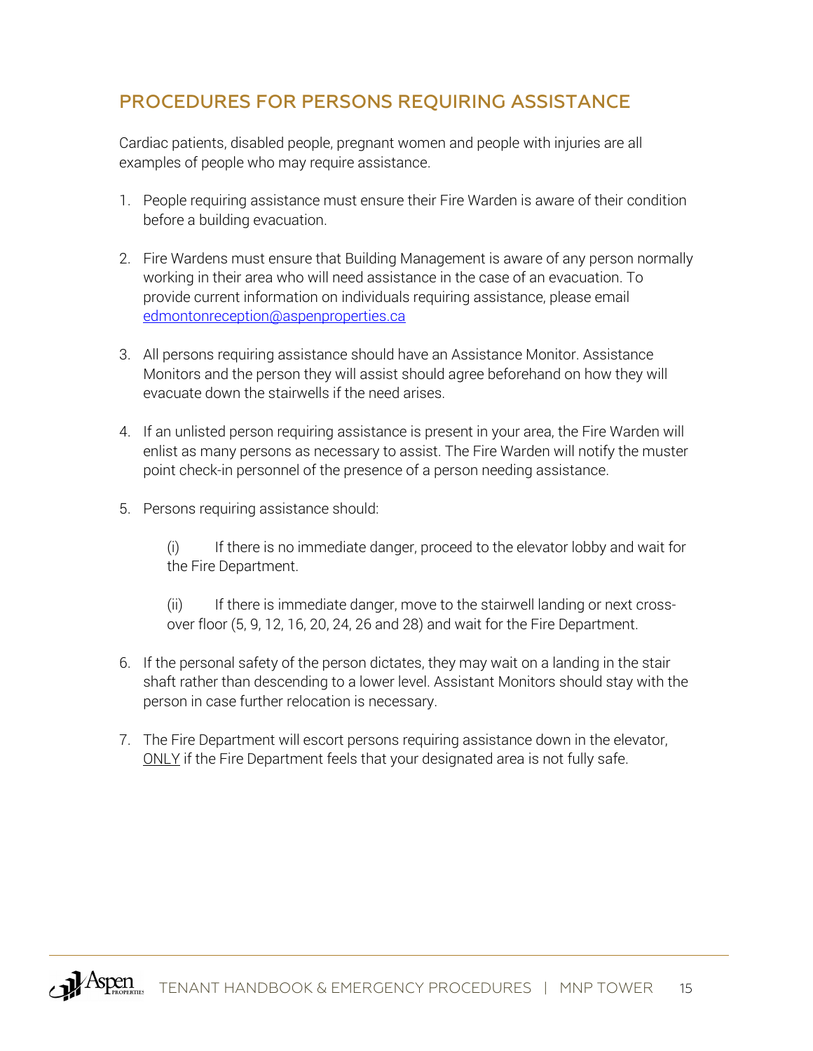## PROCEDURES FOR PERSONS REQUIRING ASSISTANCE

Cardiac patients, disabled people, pregnant women and people with injuries are all examples of people who may require assistance.

1. People requiring assistance must ensure their Fire Warden is aware of their condition before a building evacuation.

2. Fire Wardens must ensure that Building Management is aware of any person normally working in their area who will need assistance in the case of an evacuation. To provide current information on individuals requiring assistance, please email edmontonreception@aspenproperties.ca

3. All persons requiring assistance should have an Assistance Monitor. Assistance Monitors and the person they will assist should agree beforehand on how they will evacuate down the stairwells if the need arises.

4. If an unlisted person requiring assistance is present in your area, the Fire Warden will enlist as many persons as necessary to assist. The Fire Warden will notify the muster point check-in personnel of the presence of a person needing assistance.

5. Persons requiring assistance should:

   (i) If there is no immediate danger, proceed to the elevator lobby and wait for the Fire Department.

   (ii) If there is immediate danger, move to the stairwell landing or next cross-over floor (5, 9, 12, 16, 20, 24, 26 and 28) and wait for the Fire Department.

6. If the personal safety of the person dictates, they may wait on a landing in the stair shaft rather than descending to a lower level. Assistant Monitors should stay with the person in case further relocation is necessary.

7. The Fire Department will escort persons requiring assistance down in the elevator, <u>ONLY</u> if the Fire Department feels that your designated area is not fully safe.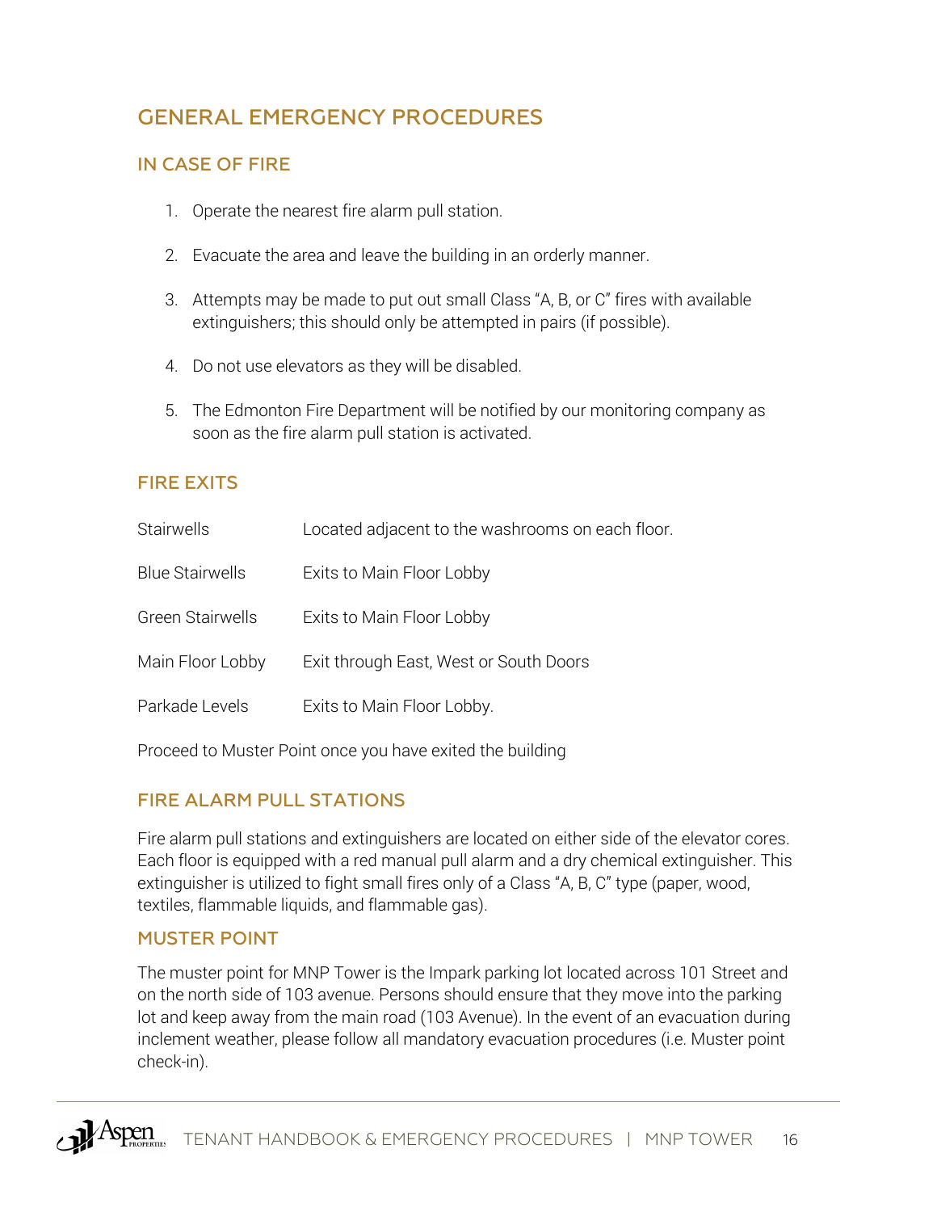## GENERAL EMERGENCY PROCEDURES

### IN CASE OF FIRE

1. Operate the nearest fire alarm pull station.
2. Evacuate the area and leave the building in an orderly manner.
3. Attempts may be made to put out small Class "A, B, or C" fires with available extinguishers; this should only be attempted in pairs (if possible).
4. Do not use elevators as they will be disabled.
5. The Edmonton Fire Department will be notified by our monitoring company as soon as the fire alarm pull station is activated.

### FIRE EXITS

| | |
|---|---|
| Stairwells | Located adjacent to the washrooms on each floor. |
| Blue Stairwells | Exits to Main Floor Lobby |
| Green Stairwells | Exits to Main Floor Lobby |
| Main Floor Lobby | Exit through East, West or South Doors |
| Parkade Levels | Exits to Main Floor Lobby. |

Proceed to Muster Point once you have exited the building

### FIRE ALARM PULL STATIONS

Fire alarm pull stations and extinguishers are located on either side of the elevator cores. Each floor is equipped with a red manual pull alarm and a dry chemical extinguisher. This extinguisher is utilized to fight small fires only of a Class "A, B, C" type (paper, wood, textiles, flammable liquids, and flammable gas).

### MUSTER POINT

The muster point for MNP Tower is the Impark parking lot located across 101 Street and on the north side of 103 avenue. Persons should ensure that they move into the parking lot and keep away from the main road (103 Avenue). In the event of an evacuation during inclement weather, please follow all mandatory evacuation procedures (i.e. Muster point check-in).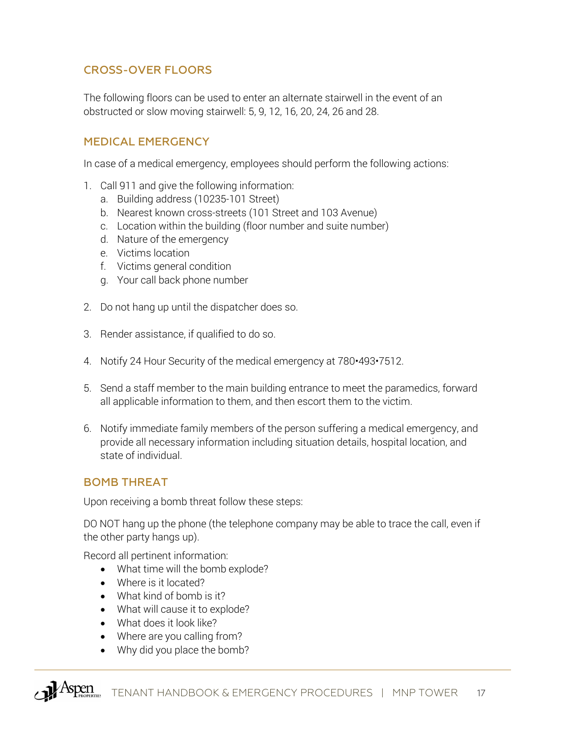## CROSS-OVER FLOORS

The following floors can be used to enter an alternate stairwell in the event of an obstructed or slow moving stairwell: 5, 9, 12, 16, 20, 24, 26 and 28.

## MEDICAL EMERGENCY

In case of a medical emergency, employees should perform the following actions:

1. Call 911 and give the following information:
   a. Building address (10235-101 Street)
   b. Nearest known cross-streets (101 Street and 103 Avenue)
   c. Location within the building (floor number and suite number)
   d. Nature of the emergency
   e. Victims location
   f. Victims general condition
   g. Your call back phone number

2. Do not hang up until the dispatcher does so.

3. Render assistance, if qualified to do so.

4. Notify 24 Hour Security of the medical emergency at 780•493•7512.

5. Send a staff member to the main building entrance to meet the paramedics, forward all applicable information to them, and then escort them to the victim.

6. Notify immediate family members of the person suffering a medical emergency, and provide all necessary information including situation details, hospital location, and state of individual.

## BOMB THREAT

Upon receiving a bomb threat follow these steps:

DO NOT hang up the phone (the telephone company may be able to trace the call, even if the other party hangs up).

Record all pertinent information:

- What time will the bomb explode?
- Where is it located?
- What kind of bomb is it?
- What will cause it to explode?
- What does it look like?
- Where are you calling from?
- Why did you place the bomb?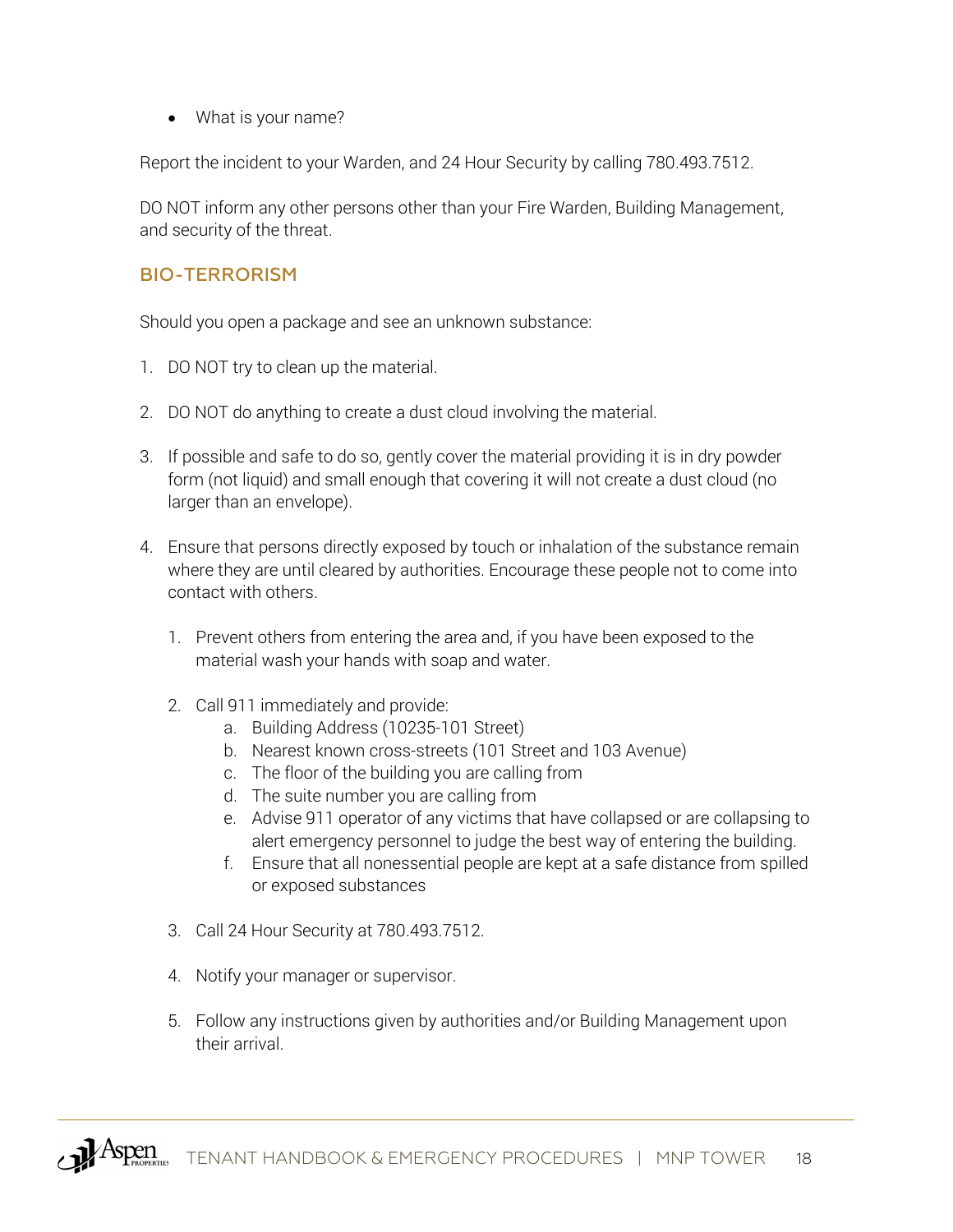- What is your name?

Report the incident to your Warden, and 24 Hour Security by calling 780.493.7512.

DO NOT inform any other persons other than your Fire Warden, Building Management, and security of the threat.

## BIO-TERRORISM

Should you open a package and see an unknown substance:

1. DO NOT try to clean up the material.

2. DO NOT do anything to create a dust cloud involving the material.

3. If possible and safe to do so, gently cover the material providing it is in dry powder form (not liquid) and small enough that covering it will not create a dust cloud (no larger than an envelope).

4. Ensure that persons directly exposed by touch or inhalation of the substance remain where they are until cleared by authorities. Encourage these people not to come into contact with others.

    1. Prevent others from entering the area and, if you have been exposed to the material wash your hands with soap and water.

    2. Call 911 immediately and provide:
        a. Building Address (10235-101 Street)
        b. Nearest known cross-streets (101 Street and 103 Avenue)
        c. The floor of the building you are calling from
        d. The suite number you are calling from
        e. Advise 911 operator of any victims that have collapsed or are collapsing to alert emergency personnel to judge the best way of entering the building.
        f. Ensure that all nonessential people are kept at a safe distance from spilled or exposed substances

    3. Call 24 Hour Security at 780.493.7512.

    4. Notify your manager or supervisor.

    5. Follow any instructions given by authorities and/or Building Management upon their arrival.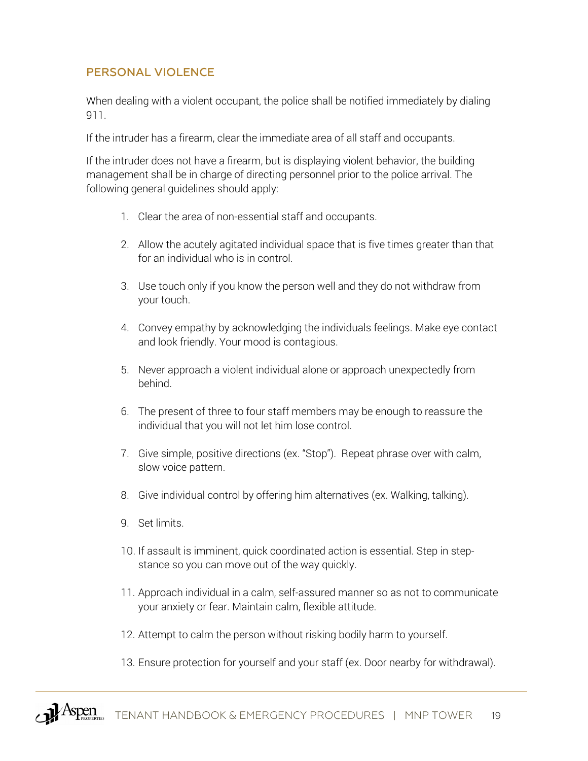## PERSONAL VIOLENCE

When dealing with a violent occupant, the police shall be notified immediately by dialing 911.

If the intruder has a firearm, clear the immediate area of all staff and occupants.

If the intruder does not have a firearm, but is displaying violent behavior, the building management shall be in charge of directing personnel prior to the police arrival. The following general guidelines should apply:

1. Clear the area of non-essential staff and occupants.
2. Allow the acutely agitated individual space that is five times greater than that for an individual who is in control.
3. Use touch only if you know the person well and they do not withdraw from your touch.
4. Convey empathy by acknowledging the individuals feelings. Make eye contact and look friendly. Your mood is contagious.
5. Never approach a violent individual alone or approach unexpectedly from behind.
6. The present of three to four staff members may be enough to reassure the individual that you will not let him lose control.
7. Give simple, positive directions (ex. "Stop"). Repeat phrase over with calm, slow voice pattern.
8. Give individual control by offering him alternatives (ex. Walking, talking).
9. Set limits.
10. If assault is imminent, quick coordinated action is essential. Step in step-stance so you can move out of the way quickly.
11. Approach individual in a calm, self-assured manner so as not to communicate your anxiety or fear. Maintain calm, flexible attitude.
12. Attempt to calm the person without risking bodily harm to yourself.
13. Ensure protection for yourself and your staff (ex. Door nearby for withdrawal).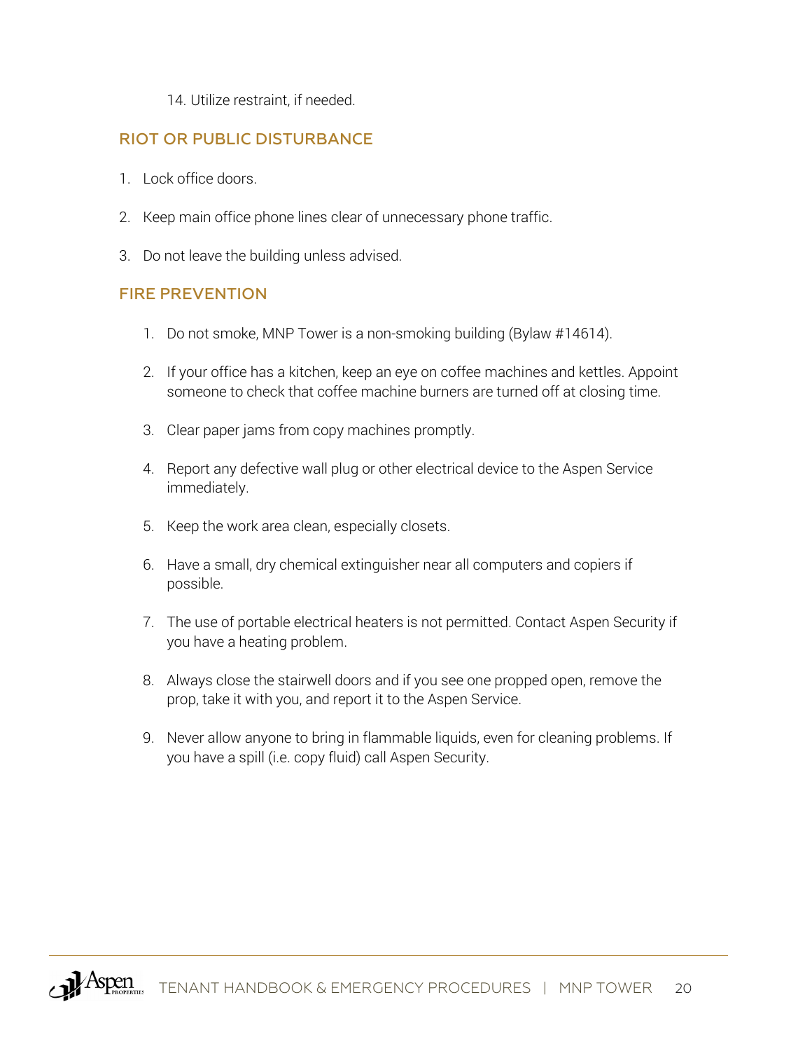14. Utilize restraint, if needed.

## RIOT OR PUBLIC DISTURBANCE

1. Lock office doors.
2. Keep main office phone lines clear of unnecessary phone traffic.
3. Do not leave the building unless advised.

## FIRE PREVENTION

1. Do not smoke, MNP Tower is a non-smoking building (Bylaw #14614).
2. If your office has a kitchen, keep an eye on coffee machines and kettles. Appoint someone to check that coffee machine burners are turned off at closing time.
3. Clear paper jams from copy machines promptly.
4. Report any defective wall plug or other electrical device to the Aspen Service immediately.
5. Keep the work area clean, especially closets.
6. Have a small, dry chemical extinguisher near all computers and copiers if possible.
7. The use of portable electrical heaters is not permitted. Contact Aspen Security if you have a heating problem.
8. Always close the stairwell doors and if you see one propped open, remove the prop, take it with you, and report it to the Aspen Service.
9. Never allow anyone to bring in flammable liquids, even for cleaning problems. If you have a spill (i.e. copy fluid) call Aspen Security.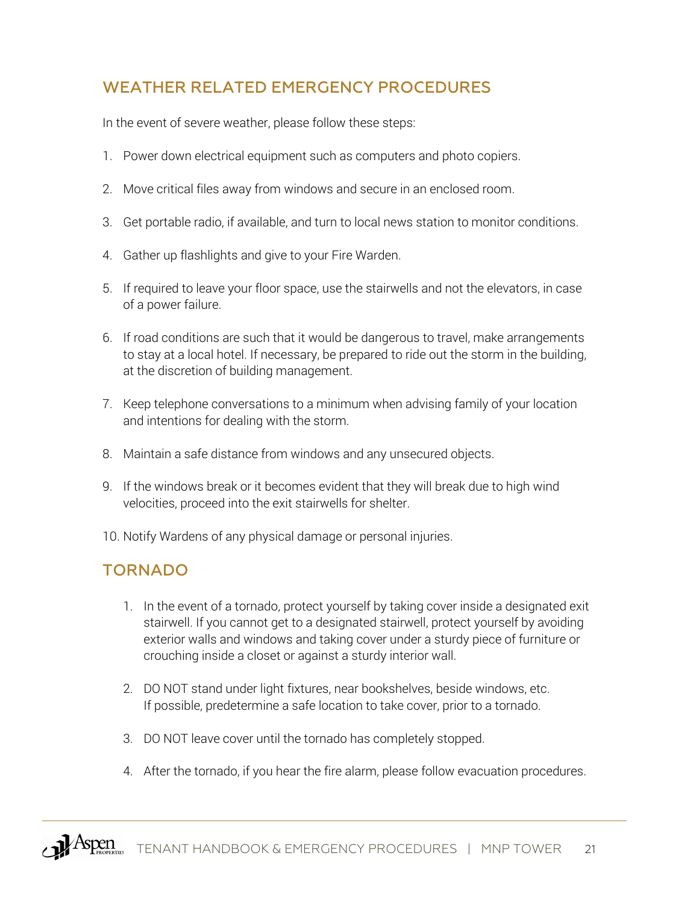## WEATHER RELATED EMERGENCY PROCEDURES

In the event of severe weather, please follow these steps:

1. Power down electrical equipment such as computers and photo copiers.
2. Move critical files away from windows and secure in an enclosed room.
3. Get portable radio, if available, and turn to local news station to monitor conditions.
4. Gather up flashlights and give to your Fire Warden.
5. If required to leave your floor space, use the stairwells and not the elevators, in case of a power failure.
6. If road conditions are such that it would be dangerous to travel, make arrangements to stay at a local hotel. If necessary, be prepared to ride out the storm in the building, at the discretion of building management.
7. Keep telephone conversations to a minimum when advising family of your location and intentions for dealing with the storm.
8. Maintain a safe distance from windows and any unsecured objects.
9. If the windows break or it becomes evident that they will break due to high wind velocities, proceed into the exit stairwells for shelter.
10. Notify Wardens of any physical damage or personal injuries.

## TORNADO

1. In the event of a tornado, protect yourself by taking cover inside a designated exit stairwell. If you cannot get to a designated stairwell, protect yourself by avoiding exterior walls and windows and taking cover under a sturdy piece of furniture or crouching inside a closet or against a sturdy interior wall.
2. DO NOT stand under light fixtures, near bookshelves, beside windows, etc. If possible, predetermine a safe location to take cover, prior to a tornado.
3. DO NOT leave cover until the tornado has completely stopped.
4. After the tornado, if you hear the fire alarm, please follow evacuation procedures.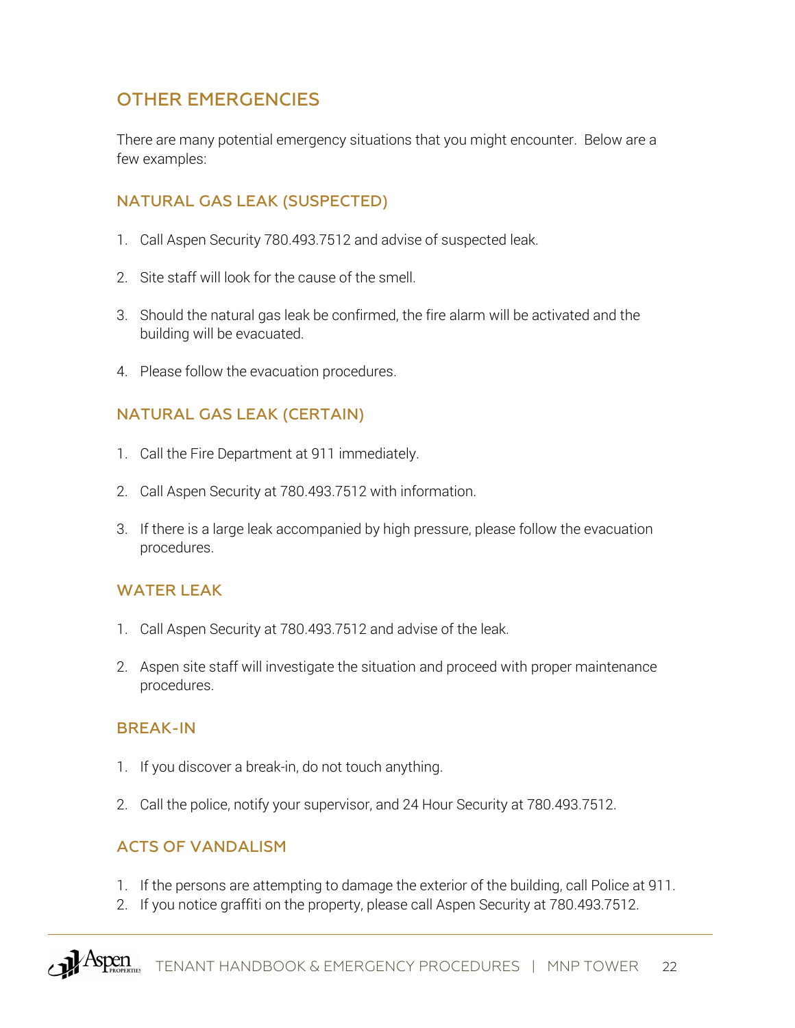## OTHER EMERGENCIES

There are many potential emergency situations that you might encounter. Below are a few examples:

### NATURAL GAS LEAK (SUSPECTED)

1. Call Aspen Security 780.493.7512 and advise of suspected leak.

2. Site staff will look for the cause of the smell.

3. Should the natural gas leak be confirmed, the fire alarm will be activated and the building will be evacuated.

4. Please follow the evacuation procedures.

### NATURAL GAS LEAK (CERTAIN)

1. Call the Fire Department at 911 immediately.

2. Call Aspen Security at 780.493.7512 with information.

3. If there is a large leak accompanied by high pressure, please follow the evacuation procedures.

### WATER LEAK

1. Call Aspen Security at 780.493.7512 and advise of the leak.

2. Aspen site staff will investigate the situation and proceed with proper maintenance procedures.

### BREAK-IN

1. If you discover a break-in, do not touch anything.

2. Call the police, notify your supervisor, and 24 Hour Security at 780.493.7512.

### ACTS OF VANDALISM

1. If the persons are attempting to damage the exterior of the building, call Police at 911.
2. If you notice graffiti on the property, please call Aspen Security at 780.493.7512.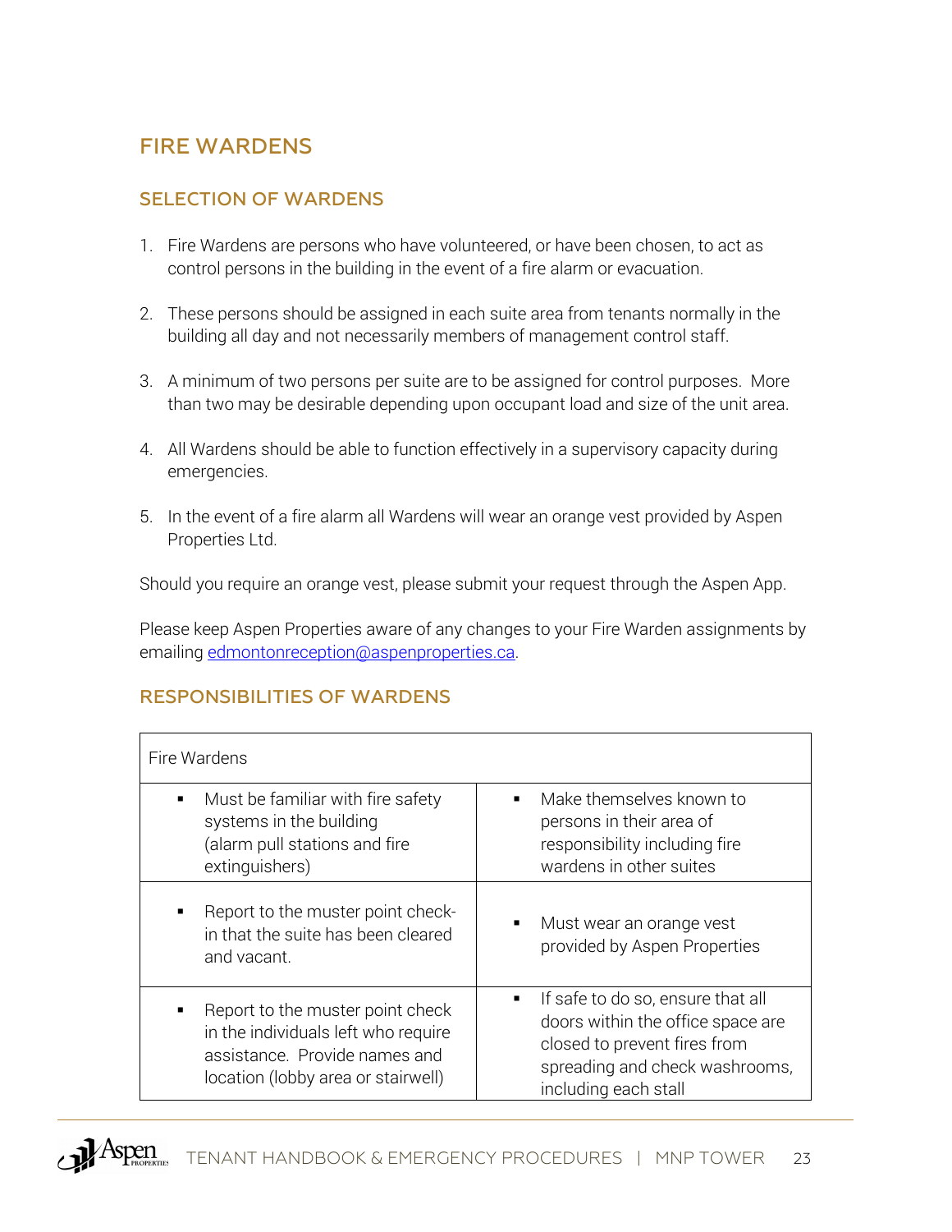## FIRE WARDENS

### SELECTION OF WARDENS

1. Fire Wardens are persons who have volunteered, or have been chosen, to act as control persons in the building in the event of a fire alarm or evacuation.

2. These persons should be assigned in each suite area from tenants normally in the building all day and not necessarily members of management control staff.

3. A minimum of two persons per suite are to be assigned for control purposes. More than two may be desirable depending upon occupant load and size of the unit area.

4. All Wardens should be able to function effectively in a supervisory capacity during emergencies.

5. In the event of a fire alarm all Wardens will wear an orange vest provided by Aspen Properties Ltd.

Should you require an orange vest, please submit your request through the Aspen App.

Please keep Aspen Properties aware of any changes to your Fire Warden assignments by emailing edmontonreception@aspenproperties.ca.

### RESPONSIBILITIES OF WARDENS

| Fire Wardens | |
|---|---|
| ▪ Must be familiar with fire safety systems in the building (alarm pull stations and fire extinguishers) | ▪ Make themselves known to persons in their area of responsibility including fire wardens in other suites |
| ▪ Report to the muster point check-in that the suite has been cleared and vacant. | ▪ Must wear an orange vest provided by Aspen Properties |
| ▪ Report to the muster point check in the individuals left who require assistance. Provide names and location (lobby area or stairwell) | ▪ If safe to do so, ensure that all doors within the office space are closed to prevent fires from spreading and check washrooms, including each stall |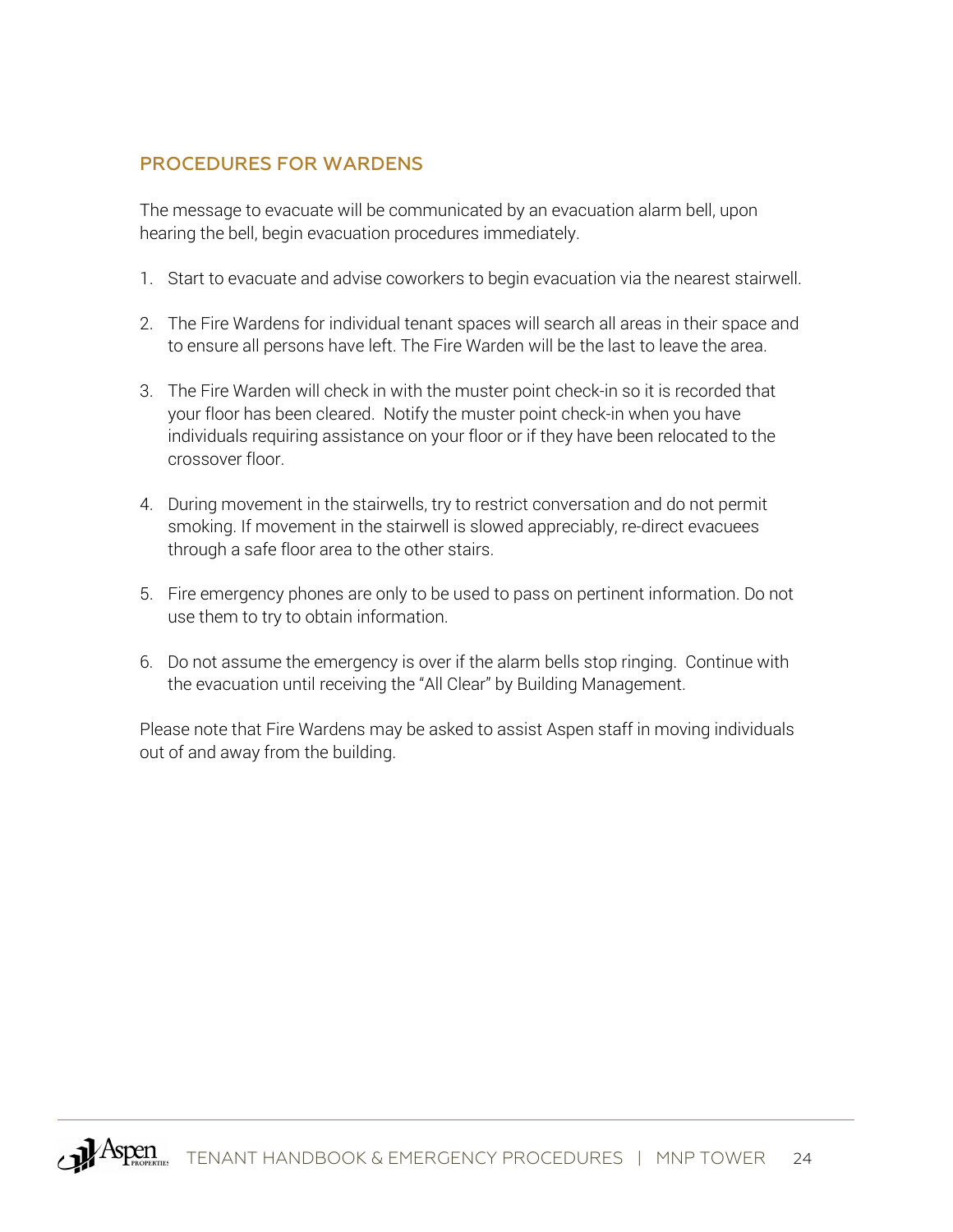## PROCEDURES FOR WARDENS

The message to evacuate will be communicated by an evacuation alarm bell, upon hearing the bell, begin evacuation procedures immediately.

1. Start to evacuate and advise coworkers to begin evacuation via the nearest stairwell.
2. The Fire Wardens for individual tenant spaces will search all areas in their space and to ensure all persons have left. The Fire Warden will be the last to leave the area.
3. The Fire Warden will check in with the muster point check-in so it is recorded that your floor has been cleared. Notify the muster point check-in when you have individuals requiring assistance on your floor or if they have been relocated to the crossover floor.
4. During movement in the stairwells, try to restrict conversation and do not permit smoking. If movement in the stairwell is slowed appreciably, re-direct evacuees through a safe floor area to the other stairs.
5. Fire emergency phones are only to be used to pass on pertinent information. Do not use them to try to obtain information.
6. Do not assume the emergency is over if the alarm bells stop ringing. Continue with the evacuation until receiving the "All Clear" by Building Management.

Please note that Fire Wardens may be asked to assist Aspen staff in moving individuals out of and away from the building.